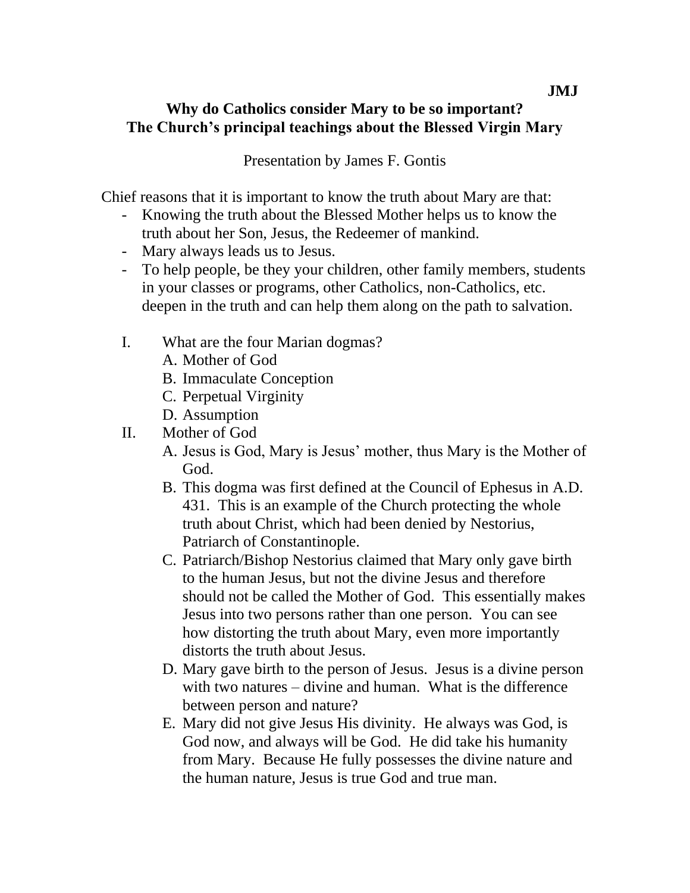**JMJ**

# Why do Catholics consider Mary to be so important?
## The Church's principal teachings about the Blessed Virgin Mary

Presentation by James F. Gontis

Chief reasons that it is important to know the truth about Mary are that:

- Knowing the truth about the Blessed Mother helps us to know the truth about her Son, Jesus, the Redeemer of mankind.
- Mary always leads us to Jesus.
- To help people, be they your children, other family members, students in your classes or programs, other Catholics, non-Catholics, etc. deepen in the truth and can help them along on the path to salvation.

I. What are the four Marian dogmas?
   A. Mother of God
   B. Immaculate Conception
   C. Perpetual Virginity
   D. Assumption

II. Mother of God
   A. Jesus is God, Mary is Jesus' mother, thus Mary is the Mother of God.
   B. This dogma was first defined at the Council of Ephesus in A.D. 431. This is an example of the Church protecting the whole truth about Christ, which had been denied by Nestorius, Patriarch of Constantinople.
   C. Patriarch/Bishop Nestorius claimed that Mary only gave birth to the human Jesus, but not the divine Jesus and therefore should not be called the Mother of God. This essentially makes Jesus into two persons rather than one person. You can see how distorting the truth about Mary, even more importantly distorts the truth about Jesus.
   D. Mary gave birth to the person of Jesus. Jesus is a divine person with two natures – divine and human. What is the difference between person and nature?
   E. Mary did not give Jesus His divinity. He always was God, is God now, and always will be God. He did take his humanity from Mary. Because He fully possesses the divine nature and the human nature, Jesus is true God and true man.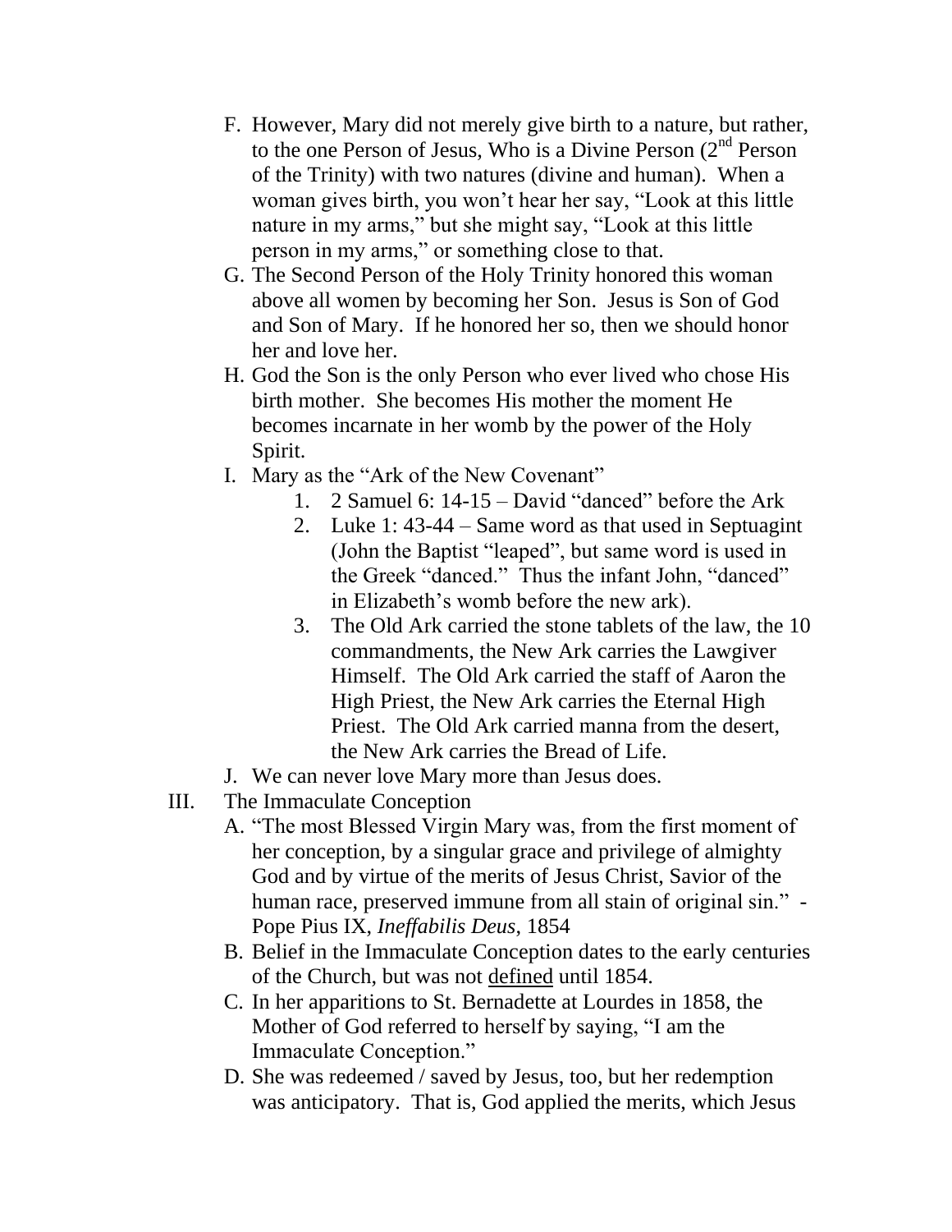F. However, Mary did not merely give birth to a nature, but rather, to the one Person of Jesus, Who is a Divine Person (2nd Person of the Trinity) with two natures (divine and human). When a woman gives birth, you won't hear her say, "Look at this little nature in my arms," but she might say, "Look at this little person in my arms," or something close to that.

G. The Second Person of the Holy Trinity honored this woman above all women by becoming her Son. Jesus is Son of God and Son of Mary. If he honored her so, then we should honor her and love her.

H. God the Son is the only Person who ever lived who chose His birth mother. She becomes His mother the moment He becomes incarnate in her womb by the power of the Holy Spirit.

I. Mary as the "Ark of the New Covenant"
   1. 2 Samuel 6: 14-15 – David "danced" before the Ark
   2. Luke 1: 43-44 – Same word as that used in Septuagint (John the Baptist "leaped", but same word is used in the Greek "danced." Thus the infant John, "danced" in Elizabeth's womb before the new ark).
   3. The Old Ark carried the stone tablets of the law, the 10 commandments, the New Ark carries the Lawgiver Himself. The Old Ark carried the staff of Aaron the High Priest, the New Ark carries the Eternal High Priest. The Old Ark carried manna from the desert, the New Ark carries the Bread of Life.

J. We can never love Mary more than Jesus does.

III. The Immaculate Conception

A. "The most Blessed Virgin Mary was, from the first moment of her conception, by a singular grace and privilege of almighty God and by virtue of the merits of Jesus Christ, Savior of the human race, preserved immune from all stain of original sin." - Pope Pius IX, *Ineffabilis Deus*, 1854

B. Belief in the Immaculate Conception dates to the early centuries of the Church, but was not <u>defined</u> until 1854.

C. In her apparitions to St. Bernadette at Lourdes in 1858, the Mother of God referred to herself by saying, "I am the Immaculate Conception."

D. She was redeemed / saved by Jesus, too, but her redemption was anticipatory. That is, God applied the merits, which Jesus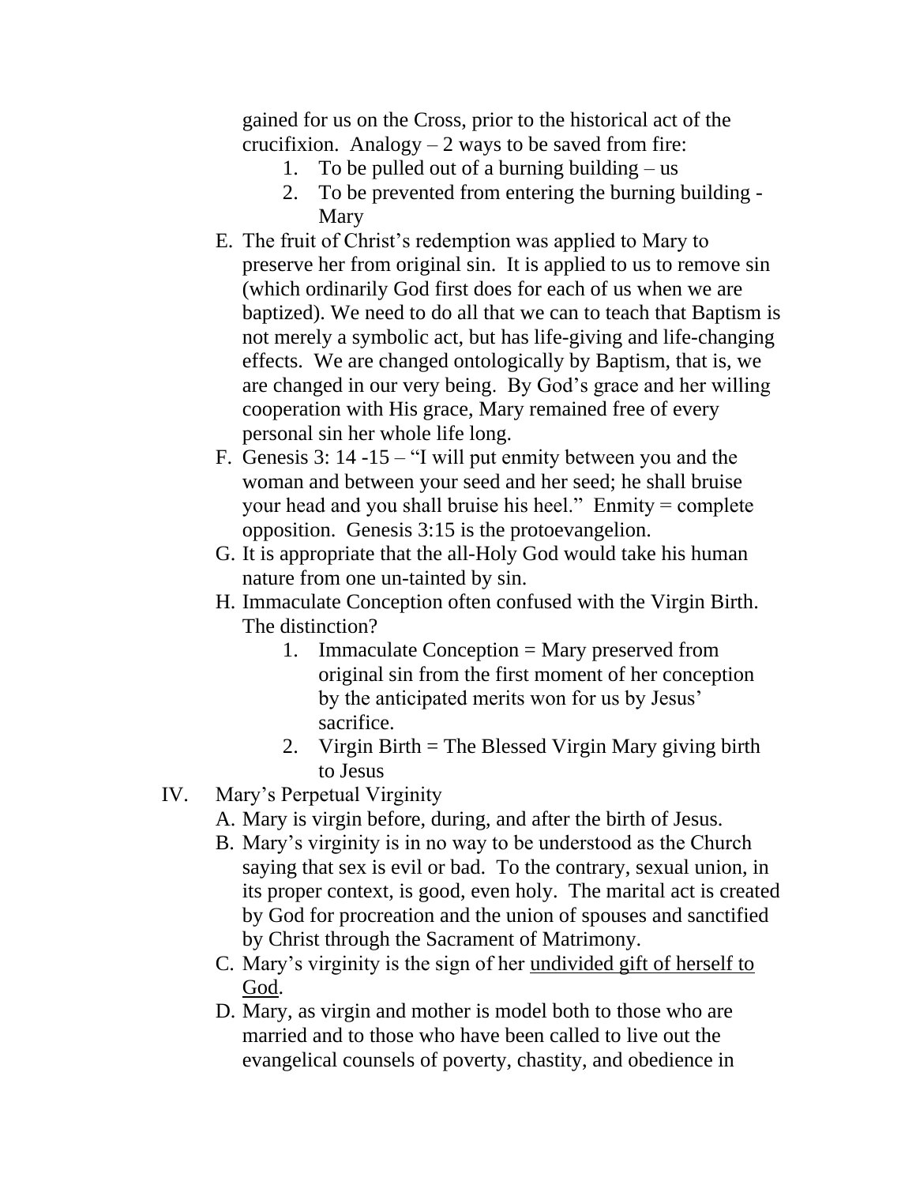gained for us on the Cross, prior to the historical act of the crucifixion. Analogy – 2 ways to be saved from fire:

1. To be pulled out of a burning building – us
2. To be prevented from entering the burning building - Mary

E. The fruit of Christ's redemption was applied to Mary to preserve her from original sin. It is applied to us to remove sin (which ordinarily God first does for each of us when we are baptized). We need to do all that we can to teach that Baptism is not merely a symbolic act, but has life-giving and life-changing effects. We are changed ontologically by Baptism, that is, we are changed in our very being. By God's grace and her willing cooperation with His grace, Mary remained free of every personal sin her whole life long.

F. Genesis 3: 14 -15 – "I will put enmity between you and the woman and between your seed and her seed; he shall bruise your head and you shall bruise his heel." Enmity = complete opposition. Genesis 3:15 is the protoevangelion.

G. It is appropriate that the all-Holy God would take his human nature from one un-tainted by sin.

H. Immaculate Conception often confused with the Virgin Birth. The distinction?

1. Immaculate Conception = Mary preserved from original sin from the first moment of her conception by the anticipated merits won for us by Jesus' sacrifice.
2. Virgin Birth = The Blessed Virgin Mary giving birth to Jesus

IV. Mary's Perpetual Virginity

A. Mary is virgin before, during, and after the birth of Jesus.

B. Mary's virginity is in no way to be understood as the Church saying that sex is evil or bad. To the contrary, sexual union, in its proper context, is good, even holy. The marital act is created by God for procreation and the union of spouses and sanctified by Christ through the Sacrament of Matrimony.

C. Mary's virginity is the sign of her <u>undivided gift of herself to God</u>.

D. Mary, as virgin and mother is model both to those who are married and to those who have been called to live out the evangelical counsels of poverty, chastity, and obedience in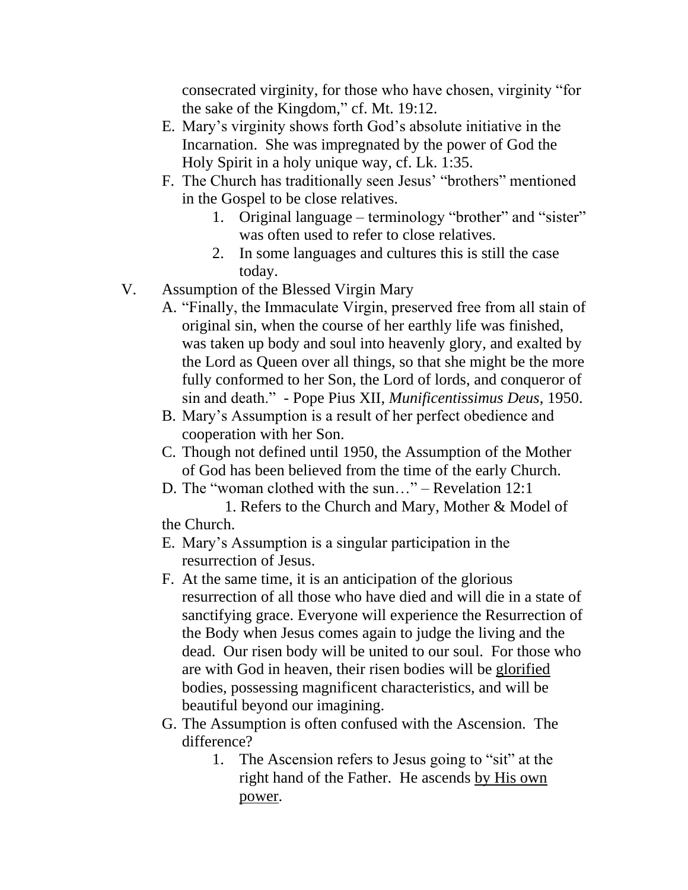consecrated virginity, for those who have chosen, virginity "for the sake of the Kingdom," cf. Mt. 19:12.

E. Mary's virginity shows forth God's absolute initiative in the Incarnation. She was impregnated by the power of God the Holy Spirit in a holy unique way, cf. Lk. 1:35.

F. The Church has traditionally seen Jesus' "brothers" mentioned in the Gospel to be close relatives.

    1. Original language – terminology "brother" and "sister" was often used to refer to close relatives.
    2. In some languages and cultures this is still the case today.

V. Assumption of the Blessed Virgin Mary

A. "Finally, the Immaculate Virgin, preserved free from all stain of original sin, when the course of her earthly life was finished, was taken up body and soul into heavenly glory, and exalted by the Lord as Queen over all things, so that she might be the more fully conformed to her Son, the Lord of lords, and conqueror of sin and death." - Pope Pius XII, *Munificentissimus Deus*, 1950.

B. Mary's Assumption is a result of her perfect obedience and cooperation with her Son.

C. Though not defined until 1950, the Assumption of the Mother of God has been believed from the time of the early Church.

D. The "woman clothed with the sun…" – Revelation 12:1

    1. Refers to the Church and Mary, Mother & Model of the Church.

E. Mary's Assumption is a singular participation in the resurrection of Jesus.

F. At the same time, it is an anticipation of the glorious resurrection of all those who have died and will die in a state of sanctifying grace. Everyone will experience the Resurrection of the Body when Jesus comes again to judge the living and the dead. Our risen body will be united to our soul. For those who are with God in heaven, their risen bodies will be <u>glorified</u> bodies, possessing magnificent characteristics, and will be beautiful beyond our imagining.

G. The Assumption is often confused with the Ascension. The difference?

    1. The Ascension refers to Jesus going to "sit" at the right hand of the Father. He ascends <u>by His own power</u>.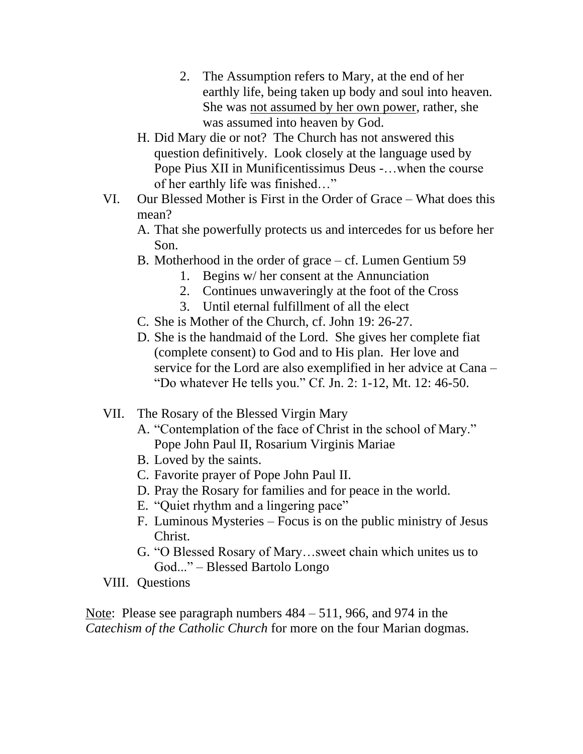2. The Assumption refers to Mary, at the end of her earthly life, being taken up body and soul into heaven. She was <u>not assumed by her own power</u>, rather, she was assumed into heaven by God.

H. Did Mary die or not? The Church has not answered this question definitively. Look closely at the language used by Pope Pius XII in Munificentissimus Deus -…when the course of her earthly life was finished…"

VI. Our Blessed Mother is First in the Order of Grace – What does this mean?

A. That she powerfully protects us and intercedes for us before her Son.

B. Motherhood in the order of grace – cf. Lumen Gentium 59
   1. Begins w/ her consent at the Annunciation
   2. Continues unwaveringly at the foot of the Cross
   3. Until eternal fulfillment of all the elect

C. She is Mother of the Church, cf. John 19: 26-27.

D. She is the handmaid of the Lord. She gives her complete fiat (complete consent) to God and to His plan. Her love and service for the Lord are also exemplified in her advice at Cana – "Do whatever He tells you." Cf. Jn. 2: 1-12, Mt. 12: 46-50.

VII. The Rosary of the Blessed Virgin Mary

A. "Contemplation of the face of Christ in the school of Mary." Pope John Paul II, Rosarium Virginis Mariae

B. Loved by the saints.

C. Favorite prayer of Pope John Paul II.

D. Pray the Rosary for families and for peace in the world.

E. "Quiet rhythm and a lingering pace"

F. Luminous Mysteries – Focus is on the public ministry of Jesus Christ.

G. "O Blessed Rosary of Mary…sweet chain which unites us to God..." – Blessed Bartolo Longo

VIII. Questions

<u>Note</u>: Please see paragraph numbers 484 – 511, 966, and 974 in the *Catechism of the Catholic Church* for more on the four Marian dogmas.